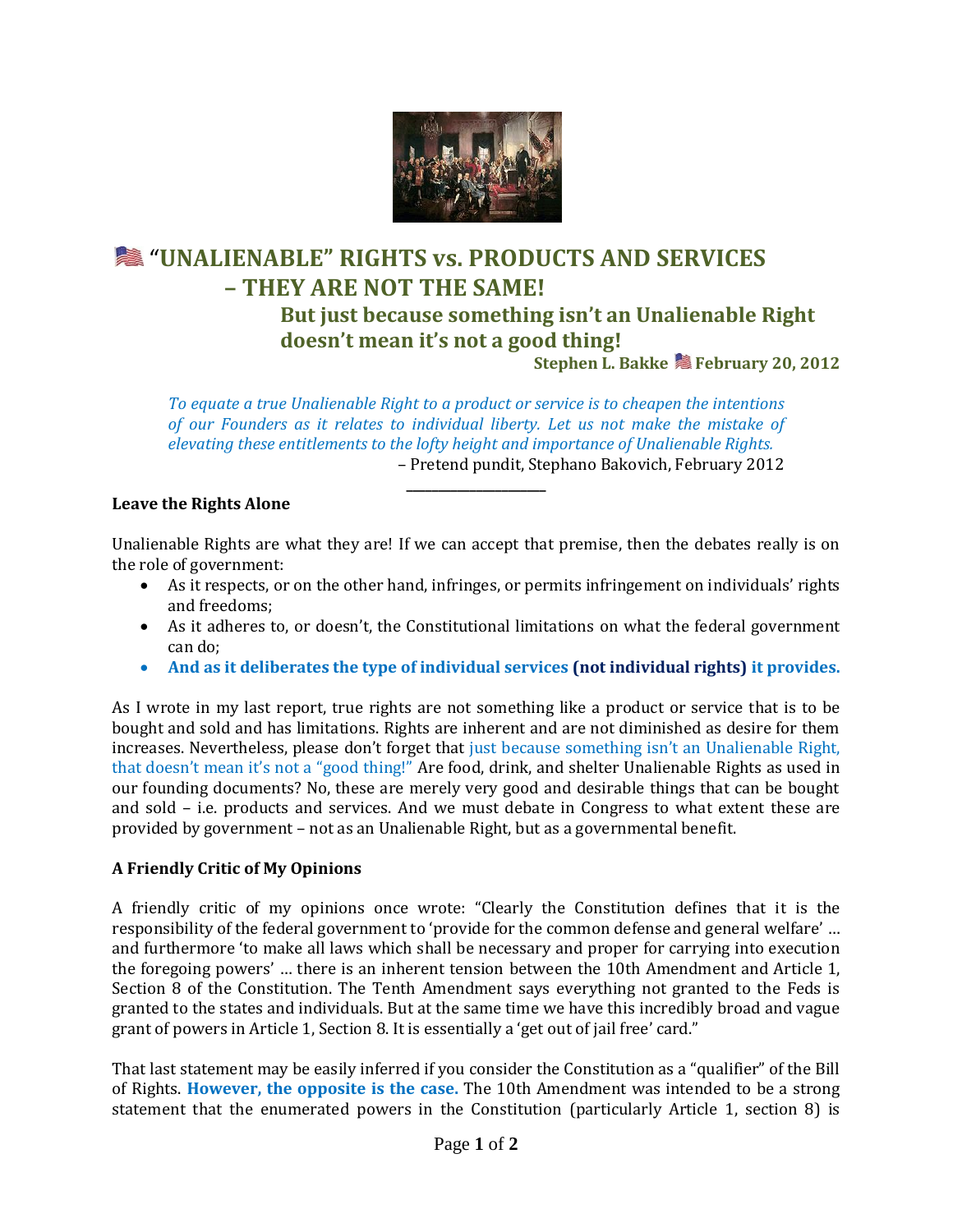# 🇺🇸 "UNALIENABLE" RIGHTS vs. PRODUCTS AND SERVICES – THEY ARE NOT THE SAME!

## But just because something isn't an Unalienable Right doesn't mean it's not a good thing!

**Stephen L. Bakke 🇺🇸 February 20, 2012**

> *To equate a true Unalienable Right to a product or service is to cheapen the intentions of our Founders as it relates to individual liberty. Let us not make the mistake of elevating these entitlements to the lofty height and importance of Unalienable Rights.*
>
> – Pretend pundit, Stephano Bakovich, February 2012

---

**Leave the Rights Alone**

Unalienable Rights are what they are! If we can accept that premise, then the debates really is on the role of government:

- As it respects, or on the other hand, infringes, or permits infringement on individuals' rights and freedoms;
- As it adheres to, or doesn't, the Constitutional limitations on what the federal government can do;
- **And as it deliberates the type of individual services (not individual rights) it provides.**

As I wrote in my last report, true rights are not something like a product or service that is to be bought and sold and has limitations. Rights are inherent and are not diminished as desire for them increases. Nevertheless, please don't forget that just because something isn't an Unalienable Right, that doesn't mean it's not a "good thing!" Are food, drink, and shelter Unalienable Rights as used in our founding documents? No, these are merely very good and desirable things that can be bought and sold – i.e. products and services. And we must debate in Congress to what extent these are provided by government – not as an Unalienable Right, but as a governmental benefit.

**A Friendly Critic of My Opinions**

A friendly critic of my opinions once wrote: "Clearly the Constitution defines that it is the responsibility of the federal government to 'provide for the common defense and general welfare' … and furthermore 'to make all laws which shall be necessary and proper for carrying into execution the foregoing powers' … there is an inherent tension between the 10th Amendment and Article 1, Section 8 of the Constitution. The Tenth Amendment says everything not granted to the Feds is granted to the states and individuals. But at the same time we have this incredibly broad and vague grant of powers in Article 1, Section 8. It is essentially a 'get out of jail free' card."

That last statement may be easily inferred if you consider the Constitution as a "qualifier" of the Bill of Rights. **However, the opposite is the case.** The 10th Amendment was intended to be a strong statement that the enumerated powers in the Constitution (particularly Article 1, section 8) is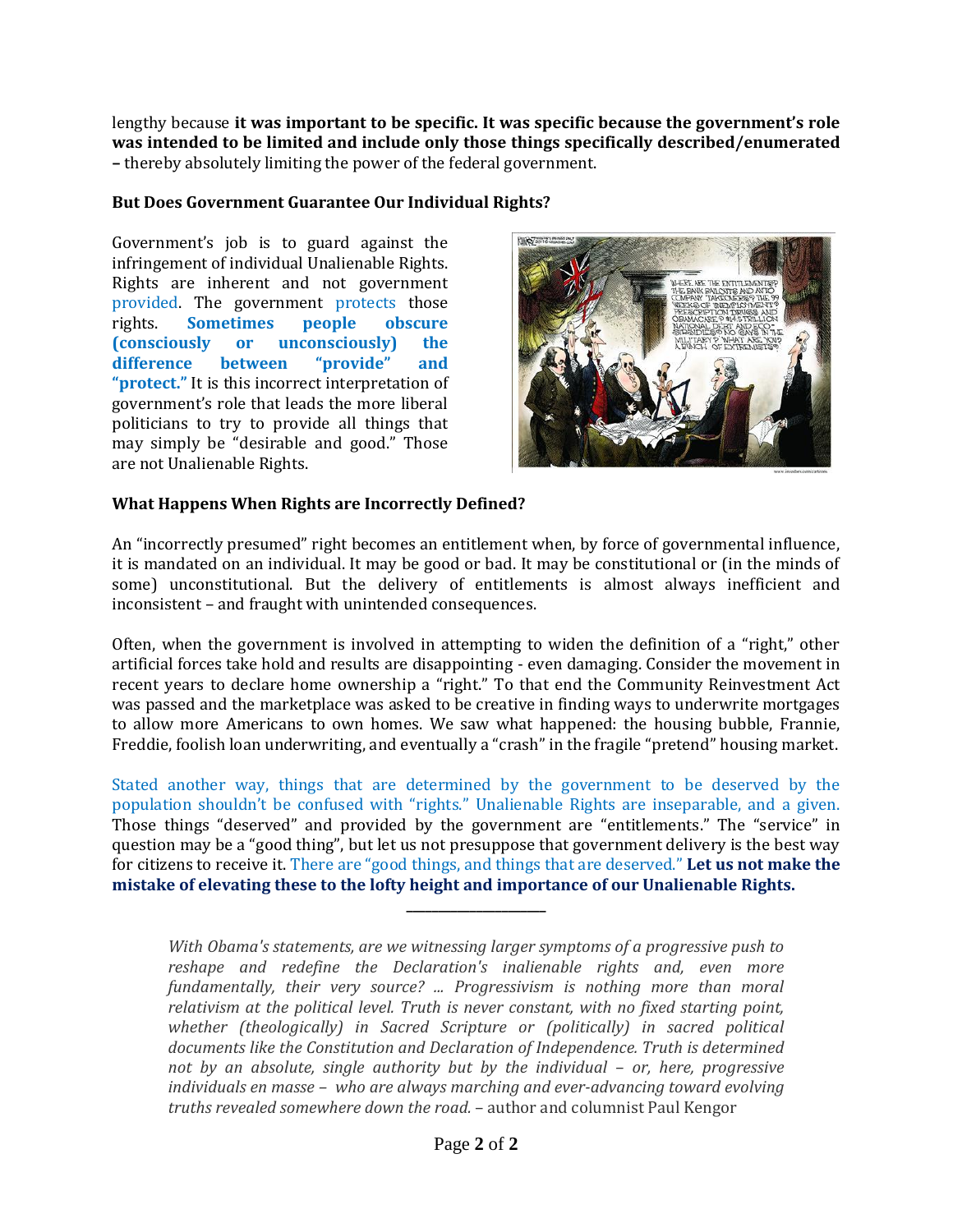lengthy because **it was important to be specific. It was specific because the government's role was intended to be limited and include only those things specifically described/enumerated –** thereby absolutely limiting the power of the federal government.

**But Does Government Guarantee Our Individual Rights?**

Government's job is to guard against the infringement of individual Unalienable Rights. Rights are inherent and not government provided. The government protects those rights. **Sometimes people obscure (consciously or unconsciously) the difference between "provide" and "protect."** It is this incorrect interpretation of government's role that leads the more liberal politicians to try to provide all things that may simply be "desirable and good." Those are not Unalienable Rights.

**What Happens When Rights are Incorrectly Defined?**

An "incorrectly presumed" right becomes an entitlement when, by force of governmental influence, it is mandated on an individual. It may be good or bad. It may be constitutional or (in the minds of some) unconstitutional. But the delivery of entitlements is almost always inefficient and inconsistent – and fraught with unintended consequences.

Often, when the government is involved in attempting to widen the definition of a "right," other artificial forces take hold and results are disappointing - even damaging. Consider the movement in recent years to declare home ownership a "right." To that end the Community Reinvestment Act was passed and the marketplace was asked to be creative in finding ways to underwrite mortgages to allow more Americans to own homes. We saw what happened: the housing bubble, Frannie, Freddie, foolish loan underwriting, and eventually a "crash" in the fragile "pretend" housing market.

Stated another way, things that are determined by the government to be deserved by the population shouldn't be confused with "rights." Unalienable Rights are inseparable, and a given. Those things "deserved" and provided by the government are "entitlements." The "service" in question may be a "good thing", but let us not presuppose that government delivery is the best way for citizens to receive it. There are "good things, and things that are deserved." **Let us not make the mistake of elevating these to the lofty height and importance of our Unalienable Rights.**

---

*With Obama's statements, are we witnessing larger symptoms of a progressive push to reshape and redefine the Declaration's inalienable rights and, even more fundamentally, their very source? ... Progressivism is nothing more than moral relativism at the political level. Truth is never constant, with no fixed starting point, whether (theologically) in Sacred Scripture or (politically) in sacred political documents like the Constitution and Declaration of Independence. Truth is determined not by an absolute, single authority but by the individual – or, here, progressive individuals en masse – who are always marching and ever-advancing toward evolving truths revealed somewhere down the road.* – author and columnist Paul Kengor